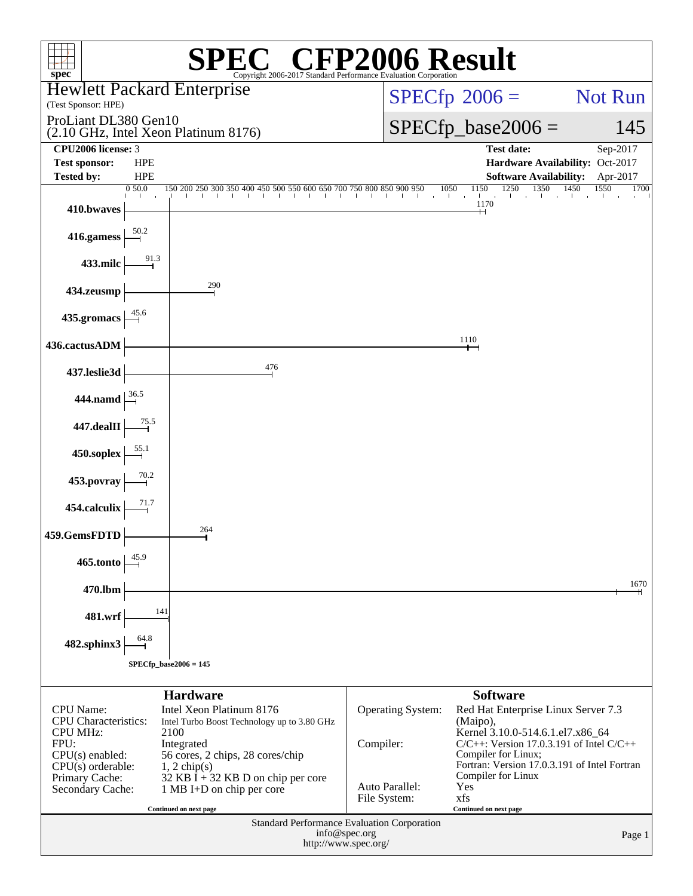# SPEC® CFP2006 Result

Copyright 2006-2017 Standard Performance Evaluation Corporation

**Hewlett Packard Enterprise**
(Test Sponsor: HPE)

ProLiant DL380 Gen10
(2.10 GHz, Intel Xeon Platinum 8176)

SPECfp 2006 = Not Run

SPECfp_base2006 = 145

| | | | |
|---|---|---|---|
| **CPU2006 license:** | 3 | **Test date:** | Sep-2017 |
| **Test sponsor:** | HPE | **Hardware Availability:** | Oct-2017 |
| **Tested by:** | HPE | **Software Availability:** | Apr-2017 |

| Benchmark | Base Ratio |
|---|---|
| 410.bwaves | 1170 |
| 416.gamess | 50.2 |
| 433.milc | 91.3 |
| 434.zeusmp | 290 |
| 435.gromacs | 45.6 |
| 436.cactusADM | 1110 |
| 437.leslie3d | 476 |
| 444.namd | 36.5 |
| 447.dealII | 75.5 |
| 450.soplex | 55.1 |
| 453.povray | 70.2 |
| 454.calculix | 71.7 |
| 459.GemsFDTD | 264 |
| 465.tonto | 45.9 |
| 470.lbm | 1670 |
| 481.wrf | 141 |
| 482.sphinx3 | 64.8 |

SPECfp_base2006 = 145

## Hardware

| | |
|---|---|
| CPU Name: | Intel Xeon Platinum 8176 |
| CPU Characteristics: | Intel Turbo Boost Technology up to 3.80 GHz |
| CPU MHz: | 2100 |
| FPU: | Integrated |
| CPU(s) enabled: | 56 cores, 2 chips, 28 cores/chip |
| CPU(s) orderable: | 1, 2 chip(s) |
| Primary Cache: | 32 KB I + 32 KB D on chip per core |
| Secondary Cache: | 1 MB I+D on chip per core |

Continued on next page

## Software

| | |
|---|---|
| Operating System: | Red Hat Enterprise Linux Server 7.3 (Maipo), Kernel 3.10.0-514.6.1.el7.x86_64 |
| Compiler: | C/C++: Version 17.0.3.191 of Intel C/C++ Compiler for Linux; Fortran: Version 17.0.3.191 of Intel Fortran Compiler for Linux |
| Auto Parallel: | Yes |
| File System: | xfs |

Continued on next page

Standard Performance Evaluation Corporation
info@spec.org
http://www.spec.org/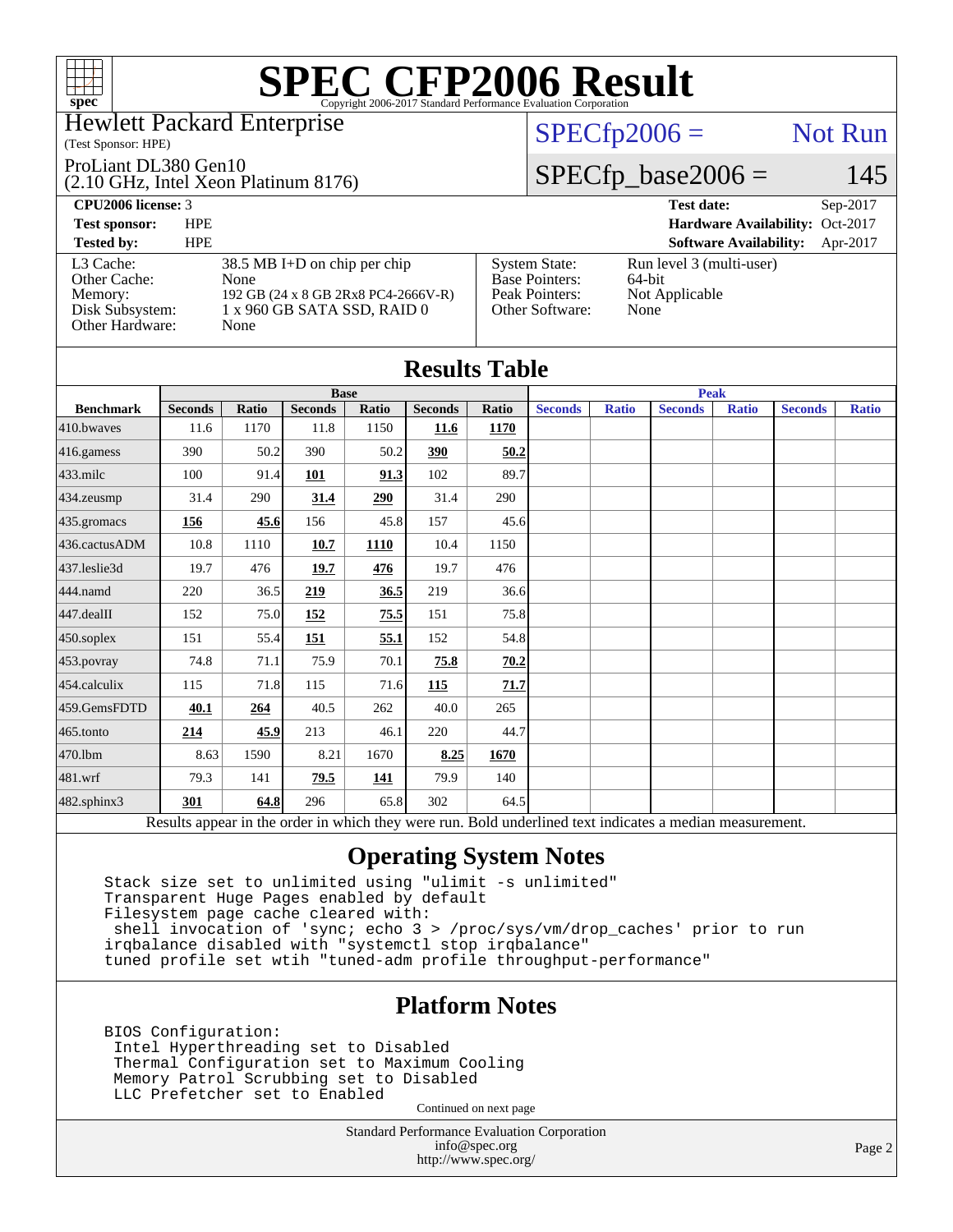# SPEC CFP2006 Result

Copyright 2006-2017 Standard Performance Evaluation Corporation

Hewlett Packard Enterprise
(Test Sponsor: HPE)

ProLiant DL380 Gen10
(2.10 GHz, Intel Xeon Platinum 8176)

SPECfp2006 = Not Run

SPECfp_base2006 = 145

| | | | |
|---|---|---|---|
| **CPU2006 license:** 3 | | **Test date:** | Sep-2017 |
| **Test sponsor:** | HPE | **Hardware Availability:** | Oct-2017 |
| **Tested by:** | HPE | **Software Availability:** | Apr-2017 |

| | | | |
|---|---|---|---|
| L3 Cache: | 38.5 MB I+D on chip per chip | System State: | Run level 3 (multi-user) |
| Other Cache: | None | Base Pointers: | 64-bit |
| Memory: | 192 GB (24 x 8 GB 2Rx8 PC4-2666V-R) | Peak Pointers: | Not Applicable |
| Disk Subsystem: | 1 x 960 GB SATA SSD, RAID 0 | Other Software: | None |
| Other Hardware: | None | | |

## Results Table

| | Base | | | | | | Peak | | | | | |
|---|---|---|---|---|---|---|---|---|---|---|---|---|
| **Benchmark** | **Seconds** | **Ratio** | **Seconds** | **Ratio** | **Seconds** | **Ratio** | **Seconds** | **Ratio** | **Seconds** | **Ratio** | **Seconds** | **Ratio** |
| 410.bwaves | 11.6 | 1170 | 11.8 | 1150 | **11.6** | **1170** | | | | | | |
| 416.gamess | 390 | 50.2 | 390 | 50.2 | **390** | **50.2** | | | | | | |
| 433.milc | 100 | 91.4 | **101** | **91.3** | 102 | 89.7 | | | | | | |
| 434.zeusmp | 31.4 | 290 | **31.4** | **290** | 31.4 | 290 | | | | | | |
| 435.gromacs | **156** | **45.6** | 156 | 45.8 | 157 | 45.6 | | | | | | |
| 436.cactusADM | 10.8 | 1110 | **10.7** | **1110** | 10.4 | 1150 | | | | | | |
| 437.leslie3d | 19.7 | 476 | **19.7** | **476** | 19.7 | 476 | | | | | | |
| 444.namd | 220 | 36.5 | **219** | **36.5** | 219 | 36.6 | | | | | | |
| 447.dealII | 152 | 75.0 | **152** | **75.5** | 151 | 75.8 | | | | | | |
| 450.soplex | 151 | 55.4 | **151** | **55.1** | 152 | 54.8 | | | | | | |
| 453.povray | 74.8 | 71.1 | 75.9 | 70.1 | **75.8** | **70.2** | | | | | | |
| 454.calculix | 115 | 71.8 | 115 | 71.6 | **115** | **71.7** | | | | | | |
| 459.GemsFDTD | **40.1** | **264** | 40.5 | 262 | 40.0 | 265 | | | | | | |
| 465.tonto | **214** | **45.9** | 213 | 46.1 | 220 | 44.7 | | | | | | |
| 470.lbm | 8.63 | 1590 | 8.21 | 1670 | **8.25** | **1670** | | | | | | |
| 481.wrf | 79.3 | 141 | **79.5** | **141** | 79.9 | 140 | | | | | | |
| 482.sphinx3 | **301** | **64.8** | 296 | 65.8 | 302 | 64.5 | | | | | | |

Results appear in the order in which they were run. Bold underlined text indicates a median measurement.

## Operating System Notes

```
Stack size set to unlimited using "ulimit -s unlimited"
Transparent Huge Pages enabled by default
Filesystem page cache cleared with:
 shell invocation of 'sync; echo 3 > /proc/sys/vm/drop_caches' prior to run
irqbalance disabled with "systemctl stop irqbalance"
tuned profile set wtih "tuned-adm profile throughput-performance"
```

## Platform Notes

```
BIOS Configuration:
 Intel Hyperthreading set to Disabled
 Thermal Configuration set to Maximum Cooling
 Memory Patrol Scrubbing set to Disabled
 LLC Prefetcher set to Enabled
```

Continued on next page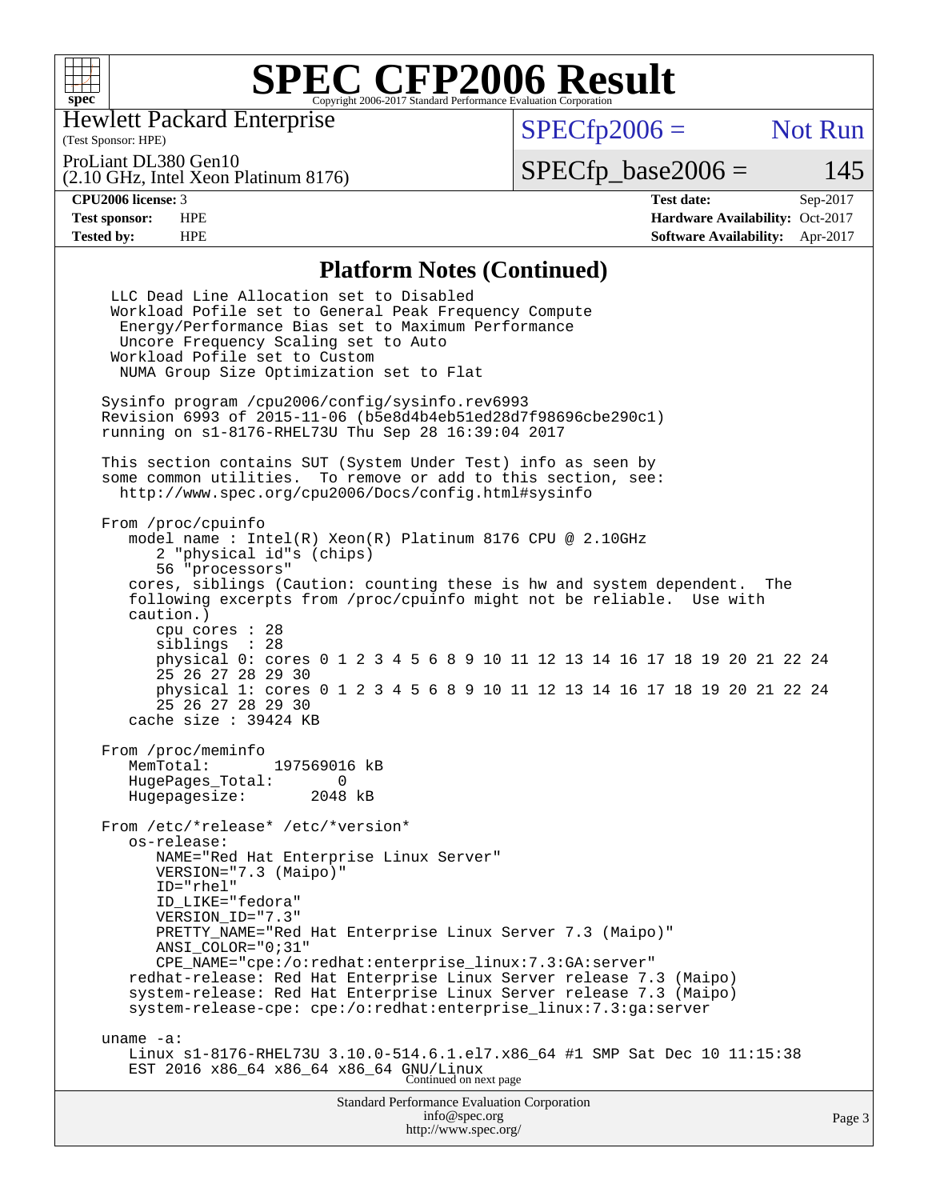# SPEC CFP2006 Result

Hewlett Packard Enterprise
(Test Sponsor: HPE)

ProLiant DL380 Gen10
(2.10 GHz, Intel Xeon Platinum 8176)

SPECfp2006 = Not Run

SPECfp_base2006 = 145

| | | | |
|---|---|---|---|
| **CPU2006 license:** 3 | | **Test date:** | Sep-2017 |
| **Test sponsor:** | HPE | **Hardware Availability:** | Oct-2017 |
| **Tested by:** | HPE | **Software Availability:** | Apr-2017 |

## Platform Notes (Continued)

```
 LLC Dead Line Allocation set to Disabled
 Workload Pofile set to General Peak Frequency Compute
  Energy/Performance Bias set to Maximum Performance
  Uncore Frequency Scaling set to Auto
 Workload Pofile set to Custom
  NUMA Group Size Optimization set to Flat

Sysinfo program /cpu2006/config/sysinfo.rev6993
Revision 6993 of 2015-11-06 (b5e8d4b4eb51ed28d7f98696cbe290c1)
running on s1-8176-RHEL73U Thu Sep 28 16:39:04 2017

This section contains SUT (System Under Test) info as seen by
some common utilities.  To remove or add to this section, see:
  http://www.spec.org/cpu2006/Docs/config.html#sysinfo

From /proc/cpuinfo
   model name : Intel(R) Xeon(R) Platinum 8176 CPU @ 2.10GHz
      2 "physical id"s (chips)
      56 "processors"
   cores, siblings (Caution: counting these is hw and system dependent.  The
   following excerpts from /proc/cpuinfo might not be reliable.  Use with
   caution.)
      cpu cores : 28
      siblings  : 28
      physical 0: cores 0 1 2 3 4 5 6 8 9 10 11 12 13 14 16 17 18 19 20 21 22 24
      25 26 27 28 29 30
      physical 1: cores 0 1 2 3 4 5 6 8 9 10 11 12 13 14 16 17 18 19 20 21 22 24
      25 26 27 28 29 30
   cache size : 39424 KB

From /proc/meminfo
   MemTotal:       197569016 kB
   HugePages_Total:       0
   Hugepagesize:       2048 kB

From /etc/*release* /etc/*version*
   os-release:
      NAME="Red Hat Enterprise Linux Server"
      VERSION="7.3 (Maipo)"
      ID="rhel"
      ID_LIKE="fedora"
      VERSION_ID="7.3"
      PRETTY_NAME="Red Hat Enterprise Linux Server 7.3 (Maipo)"
      ANSI_COLOR="0;31"
      CPE_NAME="cpe:/o:redhat:enterprise_linux:7.3:GA:server"
   redhat-release: Red Hat Enterprise Linux Server release 7.3 (Maipo)
   system-release: Red Hat Enterprise Linux Server release 7.3 (Maipo)
   system-release-cpe: cpe:/o:redhat:enterprise_linux:7.3:ga:server

uname -a:
   Linux s1-8176-RHEL73U 3.10.0-514.6.1.el7.x86_64 #1 SMP Sat Dec 10 11:15:38
   EST 2016 x86_64 x86_64 x86_64 GNU/Linux
```

Continued on next page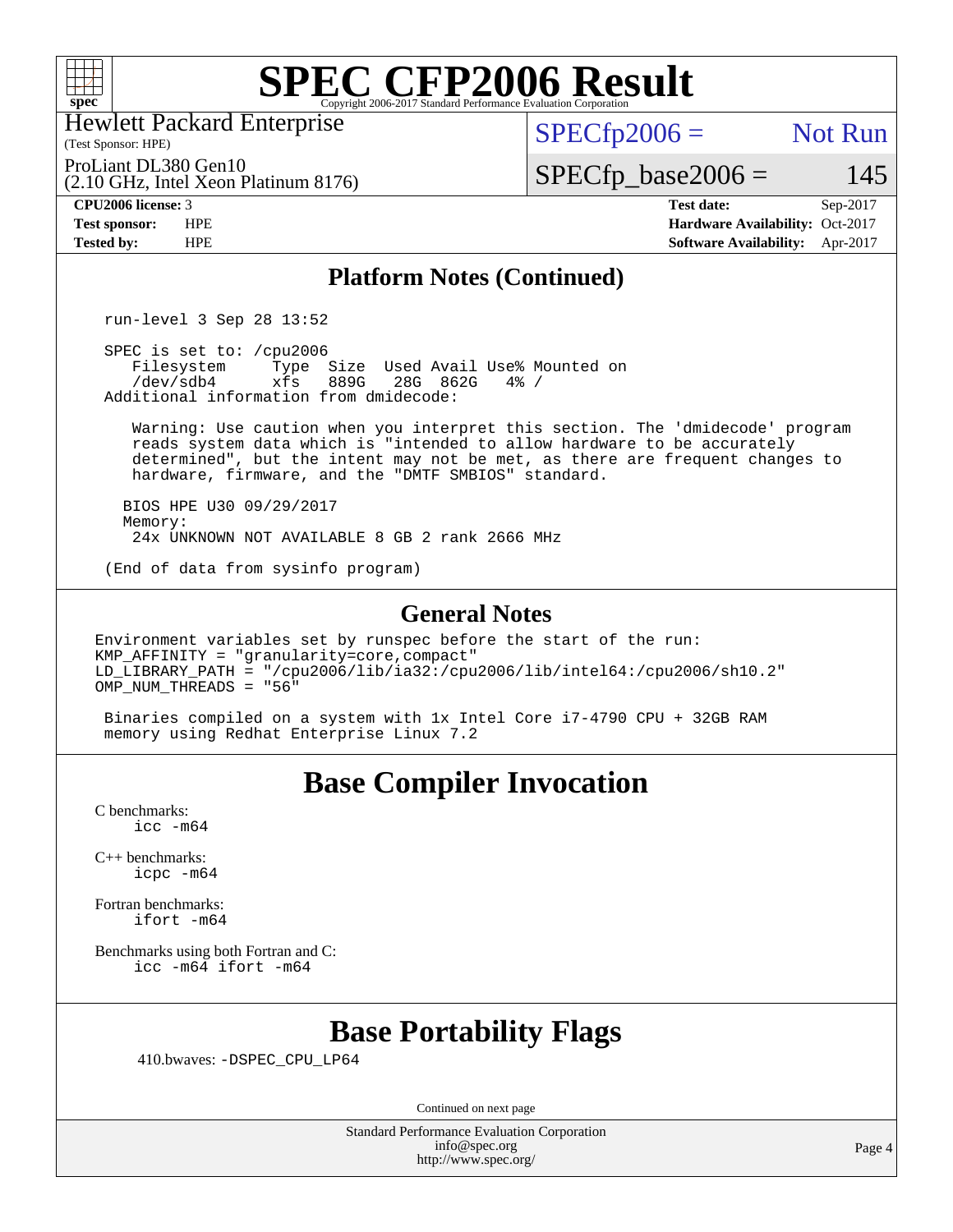## Platform Notes (Continued)

```
run-level 3 Sep 28 13:52

SPEC is set to: /cpu2006
   Filesystem     Type  Size  Used Avail Use% Mounted on
   /dev/sdb4      xfs   889G   28G  862G   4% /
Additional information from dmidecode:

   Warning: Use caution when you interpret this section. The 'dmidecode' program
   reads system data which is "intended to allow hardware to be accurately
   determined", but the intent may not be met, as there are frequent changes to
   hardware, firmware, and the "DMTF SMBIOS" standard.

  BIOS HPE U30 09/29/2017
  Memory:
   24x UNKNOWN NOT AVAILABLE 8 GB 2 rank 2666 MHz

(End of data from sysinfo program)
```

## General Notes

```
Environment variables set by runspec before the start of the run:
KMP_AFFINITY = "granularity=core,compact"
LD_LIBRARY_PATH = "/cpu2006/lib/ia32:/cpu2006/lib/intel64:/cpu2006/sh10.2"
OMP_NUM_THREADS = "56"

 Binaries compiled on a system with 1x Intel Core i7-4790 CPU + 32GB RAM
 memory using Redhat Enterprise Linux 7.2
```

# Base Compiler Invocation

C benchmarks:
  icc -m64

C++ benchmarks:
  icpc -m64

Fortran benchmarks:
  ifort -m64

Benchmarks using both Fortran and C:
  icc -m64 ifort -m64

# Base Portability Flags

410.bwaves: -DSPEC_CPU_LP64

Continued on next page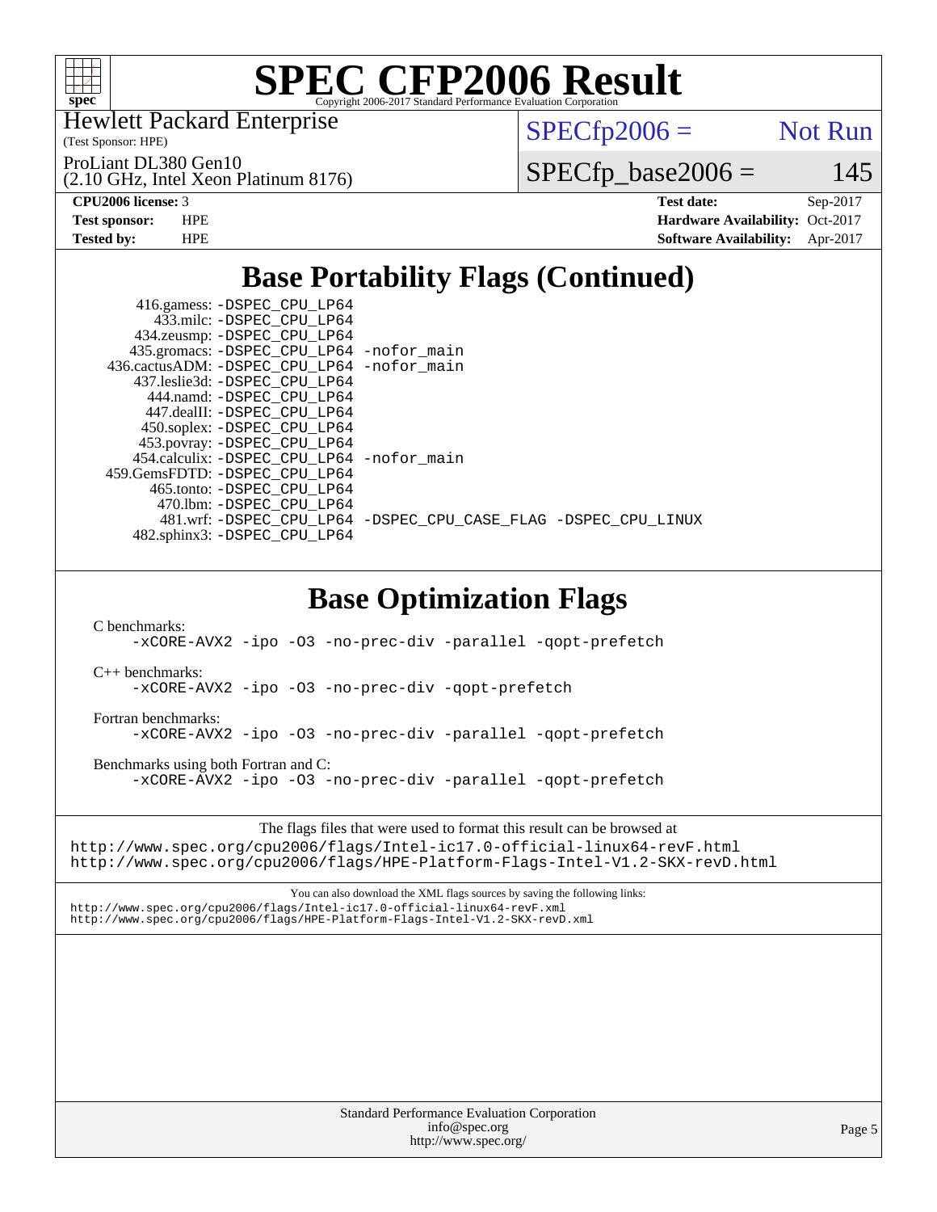# SPEC CFP2006 Result

Copyright 2006-2017 Standard Performance Evaluation Corporation

Hewlett Packard Enterprise
(Test Sponsor: HPE)

ProLiant DL380 Gen10
(2.10 GHz, Intel Xeon Platinum 8176)

SPECfp2006 = Not Run

SPECfp_base2006 = 145

| | | | |
|---|---|---|---|
| **CPU2006 license:** 3 | | **Test date:** | Sep-2017 |
| **Test sponsor:** | HPE | **Hardware Availability:** | Oct-2017 |
| **Tested by:** | HPE | **Software Availability:** | Apr-2017 |

## Base Portability Flags (Continued)

```
      416.gamess: -DSPEC_CPU_LP64
        433.milc: -DSPEC_CPU_LP64
      434.zeusmp: -DSPEC_CPU_LP64
     435.gromacs: -DSPEC_CPU_LP64 -nofor_main
  436.cactusADM: -DSPEC_CPU_LP64 -nofor_main
     437.leslie3d: -DSPEC_CPU_LP64
       444.namd: -DSPEC_CPU_LP64
      447.dealII: -DSPEC_CPU_LP64
      450.soplex: -DSPEC_CPU_LP64
      453.povray: -DSPEC_CPU_LP64
    454.calculix: -DSPEC_CPU_LP64 -nofor_main
  459.GemsFDTD: -DSPEC_CPU_LP64
       465.tonto: -DSPEC_CPU_LP64
         470.lbm: -DSPEC_CPU_LP64
         481.wrf: -DSPEC_CPU_LP64 -DSPEC_CPU_CASE_FLAG -DSPEC_CPU_LINUX
     482.sphinx3: -DSPEC_CPU_LP64
```

## Base Optimization Flags

C benchmarks:
```
-xCORE-AVX2 -ipo -O3 -no-prec-div -parallel -qopt-prefetch
```

C++ benchmarks:
```
-xCORE-AVX2 -ipo -O3 -no-prec-div -qopt-prefetch
```

Fortran benchmarks:
```
-xCORE-AVX2 -ipo -O3 -no-prec-div -parallel -qopt-prefetch
```

Benchmarks using both Fortran and C:
```
-xCORE-AVX2 -ipo -O3 -no-prec-div -parallel -qopt-prefetch
```

The flags files that were used to format this result can be browsed at

http://www.spec.org/cpu2006/flags/Intel-ic17.0-official-linux64-revF.html
http://www.spec.org/cpu2006/flags/HPE-Platform-Flags-Intel-V1.2-SKX-revD.html

You can also download the XML flags sources by saving the following links:

http://www.spec.org/cpu2006/flags/Intel-ic17.0-official-linux64-revF.xml
http://www.spec.org/cpu2006/flags/HPE-Platform-Flags-Intel-V1.2-SKX-revD.xml

Standard Performance Evaluation Corporation
info@spec.org
http://www.spec.org/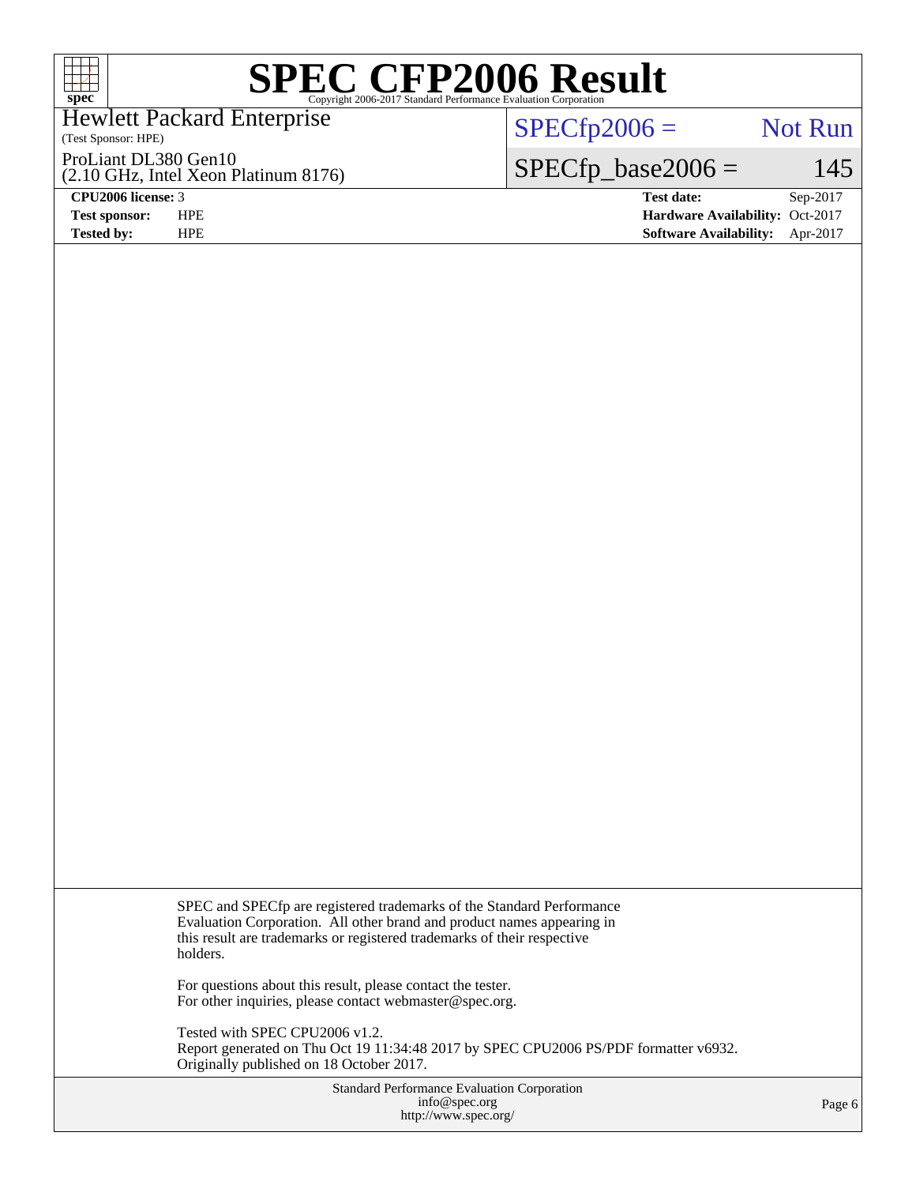SPEC and SPECfp are registered trademarks of the Standard Performance Evaluation Corporation. All other brand and product names appearing in this result are trademarks or registered trademarks of their respective holders.

For questions about this result, please contact the tester.
For other inquiries, please contact webmaster@spec.org.

Tested with SPEC CPU2006 v1.2.
Report generated on Thu Oct 19 11:34:48 2017 by SPEC CPU2006 PS/PDF formatter v6932.
Originally published on 18 October 2017.